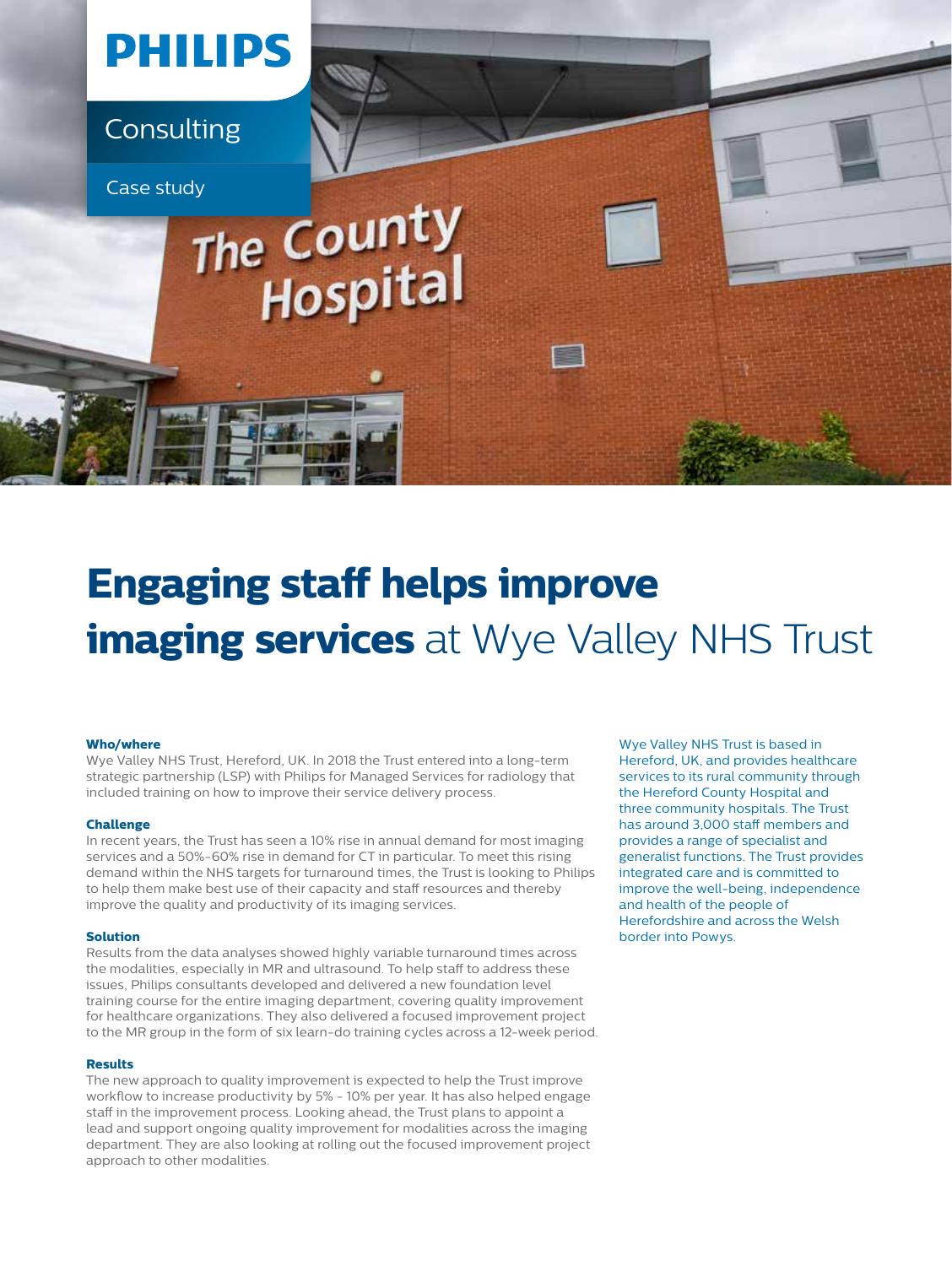PHILIPS

Consulting

Case study

# **Engaging staff helps improve imaging services** at Wye Valley NHS Trust

**Who/where**

Wye Valley NHS Trust, Hereford, UK. In 2018 the Trust entered into a long-term strategic partnership (LSP) with Philips for Managed Services for radiology that included training on how to improve their service delivery process.

**Challenge**

In recent years, the Trust has seen a 10% rise in annual demand for most imaging services and a 50%-60% rise in demand for CT in particular. To meet this rising demand within the NHS targets for turnaround times, the Trust is looking to Philips to help them make best use of their capacity and staff resources and thereby improve the quality and productivity of its imaging services.

**Solution**

Results from the data analyses showed highly variable turnaround times across the modalities, especially in MR and ultrasound. To help staff to address these issues, Philips consultants developed and delivered a new foundation level training course for the entire imaging department, covering quality improvement for healthcare organizations. They also delivered a focused improvement project to the MR group in the form of six learn-do training cycles across a 12-week period.

**Results**

The new approach to quality improvement is expected to help the Trust improve workflow to increase productivity by 5% - 10% per year. It has also helped engage staff in the improvement process. Looking ahead, the Trust plans to appoint a lead and support ongoing quality improvement for modalities across the imaging department. They are also looking at rolling out the focused improvement project approach to other modalities.

Wye Valley NHS Trust is based in Hereford, UK, and provides healthcare services to its rural community through the Hereford County Hospital and three community hospitals. The Trust has around 3,000 staff members and provides a range of specialist and generalist functions. The Trust provides integrated care and is committed to improve the well-being, independence and health of the people of Herefordshire and across the Welsh border into Powys.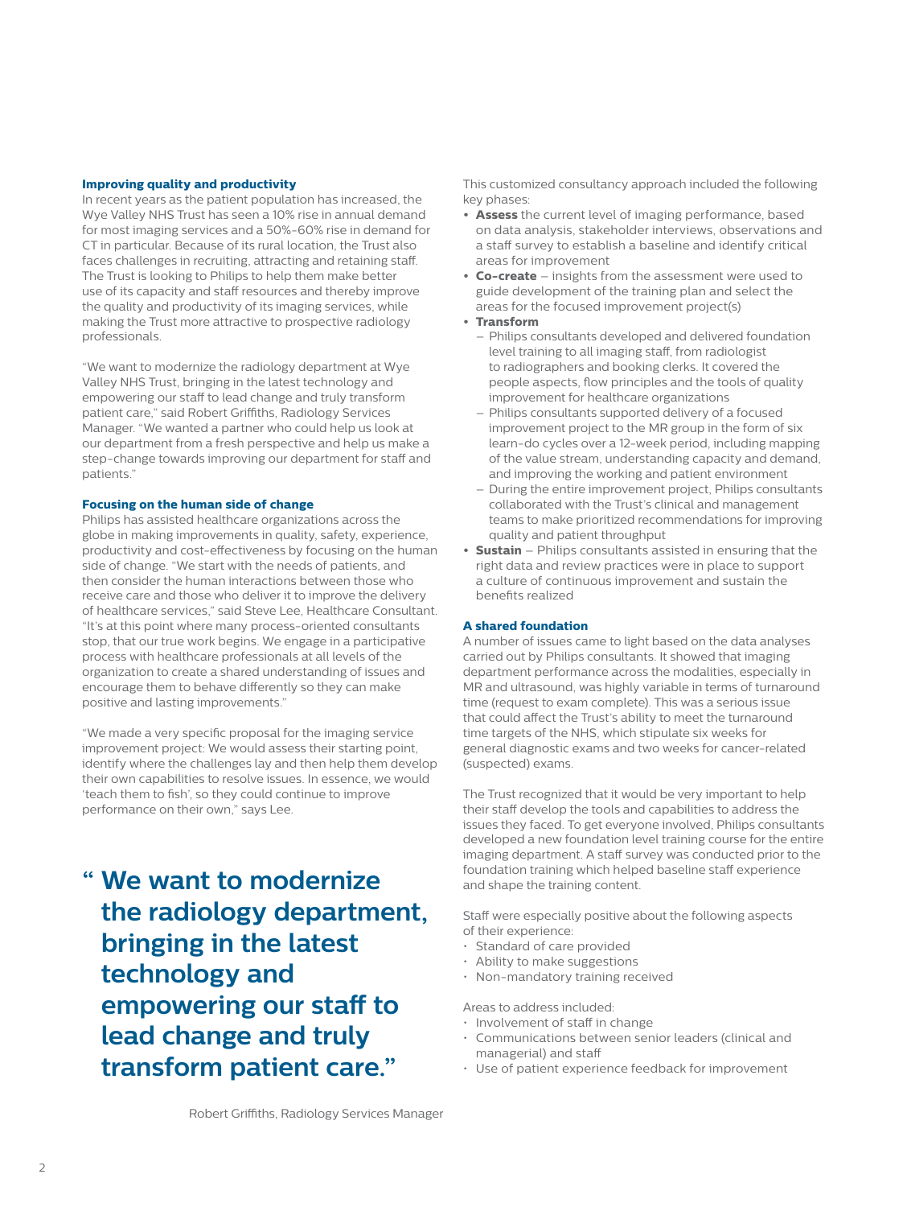### Improving quality and productivity

In recent years as the patient population has increased, the Wye Valley NHS Trust has seen a 10% rise in annual demand for most imaging services and a 50%-60% rise in demand for CT in particular. Because of its rural location, the Trust also faces challenges in recruiting, attracting and retaining staff. The Trust is looking to Philips to help them make better use of its capacity and staff resources and thereby improve the quality and productivity of its imaging services, while making the Trust more attractive to prospective radiology professionals.

"We want to modernize the radiology department at Wye Valley NHS Trust, bringing in the latest technology and empowering our staff to lead change and truly transform patient care," said Robert Griffiths, Radiology Services Manager. "We wanted a partner who could help us look at our department from a fresh perspective and help us make a step-change towards improving our department for staff and patients."

### Focusing on the human side of change

Philips has assisted healthcare organizations across the globe in making improvements in quality, safety, experience, productivity and cost-effectiveness by focusing on the human side of change. "We start with the needs of patients, and then consider the human interactions between those who receive care and those who deliver it to improve the delivery of healthcare services," said Steve Lee, Healthcare Consultant. "It's at this point where many process-oriented consultants stop, that our true work begins. We engage in a participative process with healthcare professionals at all levels of the organization to create a shared understanding of issues and encourage them to behave differently so they can make positive and lasting improvements."

"We made a very specific proposal for the imaging service improvement project: We would assess their starting point, identify where the challenges lay and then help them develop their own capabilities to resolve issues. In essence, we would 'teach them to fish', so they could continue to improve performance on their own," says Lee.

> **" We want to modernize the radiology department, bringing in the latest technology and empowering our staff to lead change and truly transform patient care."**
>
> Robert Griffiths, Radiology Services Manager

This customized consultancy approach included the following key phases:

- **Assess** the current level of imaging performance, based on data analysis, stakeholder interviews, observations and a staff survey to establish a baseline and identify critical areas for improvement
- **Co-create** – insights from the assessment were used to guide development of the training plan and select the areas for the focused improvement project(s)
- **Transform**
  - Philips consultants developed and delivered foundation level training to all imaging staff, from radiologist to radiographers and booking clerks. It covered the people aspects, flow principles and the tools of quality improvement for healthcare organizations
  - Philips consultants supported delivery of a focused improvement project to the MR group in the form of six learn-do cycles over a 12-week period, including mapping of the value stream, understanding capacity and demand, and improving the working and patient environment
  - During the entire improvement project, Philips consultants collaborated with the Trust's clinical and management teams to make prioritized recommendations for improving quality and patient throughput
- **Sustain** – Philips consultants assisted in ensuring that the right data and review practices were in place to support a culture of continuous improvement and sustain the benefits realized

### A shared foundation

A number of issues came to light based on the data analyses carried out by Philips consultants. It showed that imaging department performance across the modalities, especially in MR and ultrasound, was highly variable in terms of turnaround time (request to exam complete). This was a serious issue that could affect the Trust's ability to meet the turnaround time targets of the NHS, which stipulate six weeks for general diagnostic exams and two weeks for cancer-related (suspected) exams.

The Trust recognized that it would be very important to help their staff develop the tools and capabilities to address the issues they faced. To get everyone involved, Philips consultants developed a new foundation level training course for the entire imaging department. A staff survey was conducted prior to the foundation training which helped baseline staff experience and shape the training content.

Staff were especially positive about the following aspects of their experience:

- Standard of care provided
- Ability to make suggestions
- Non-mandatory training received

Areas to address included:

- Involvement of staff in change
- Communications between senior leaders (clinical and managerial) and staff
- Use of patient experience feedback for improvement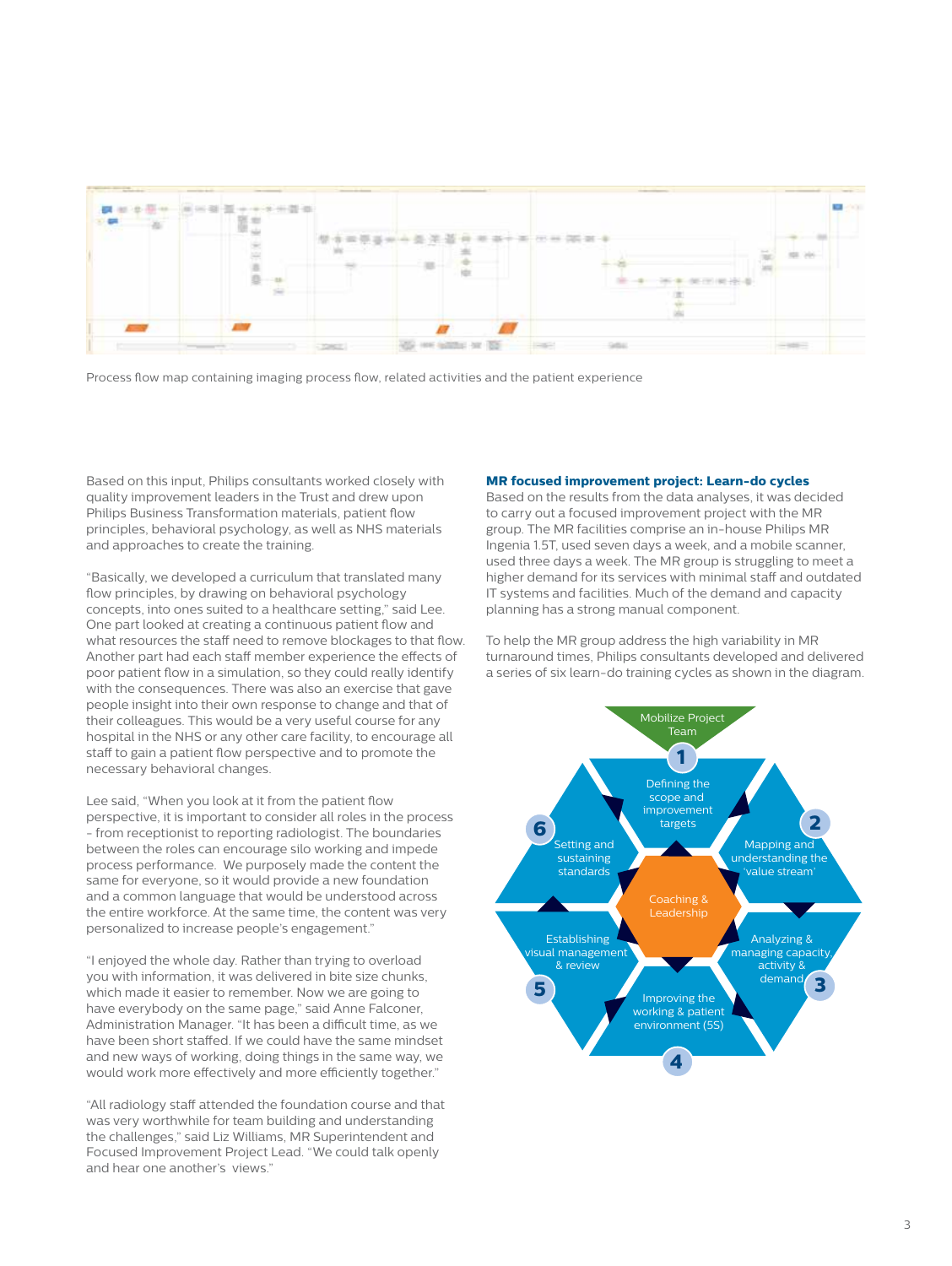Process flow map containing imaging process flow, related activities and the patient experience

Based on this input, Philips consultants worked closely with quality improvement leaders in the Trust and drew upon Philips Business Transformation materials, patient flow principles, behavioral psychology, as well as NHS materials and approaches to create the training.

"Basically, we developed a curriculum that translated many flow principles, by drawing on behavioral psychology concepts, into ones suited to a healthcare setting," said Lee. One part looked at creating a continuous patient flow and what resources the staff need to remove blockages to that flow. Another part had each staff member experience the effects of poor patient flow in a simulation, so they could really identify with the consequences. There was also an exercise that gave people insight into their own response to change and that of their colleagues. This would be a very useful course for any hospital in the NHS or any other care facility, to encourage all staff to gain a patient flow perspective and to promote the necessary behavioral changes.

Lee said, "When you look at it from the patient flow perspective, it is important to consider all roles in the process - from receptionist to reporting radiologist. The boundaries between the roles can encourage silo working and impede process performance. We purposely made the content the same for everyone, so it would provide a new foundation and a common language that would be understood across the entire workforce. At the same time, the content was very personalized to increase people's engagement."

"I enjoyed the whole day. Rather than trying to overload you with information, it was delivered in bite size chunks, which made it easier to remember. Now we are going to have everybody on the same page," said Anne Falconer, Administration Manager. "It has been a difficult time, as we have been short staffed. If we could have the same mindset and new ways of working, doing things in the same way, we would work more effectively and more efficiently together."

"All radiology staff attended the foundation course and that was very worthwhile for team building and understanding the challenges," said Liz Williams, MR Superintendent and Focused Improvement Project Lead. "We could talk openly and hear one another's views."

### MR focused improvement project: Learn-do cycles

Based on the results from the data analyses, it was decided to carry out a focused improvement project with the MR group. The MR facilities comprise an in-house Philips MR Ingenia 1.5T, used seven days a week, and a mobile scanner, used three days a week. The MR group is struggling to meet a higher demand for its services with minimal staff and outdated IT systems and facilities. Much of the demand and capacity planning has a strong manual component.

To help the MR group address the high variability in MR turnaround times, Philips consultants developed and delivered a series of six learn-do training cycles as shown in the diagram.

Mobilize Project Team

1. Defining the scope and improvement targets
2. Mapping and understanding the 'value stream'
3. Analyzing & managing capacity, activity & demand
4. Improving the working & patient environment (5S)
5. Establishing visual management & review
6. Setting and sustaining standards

Coaching & Leadership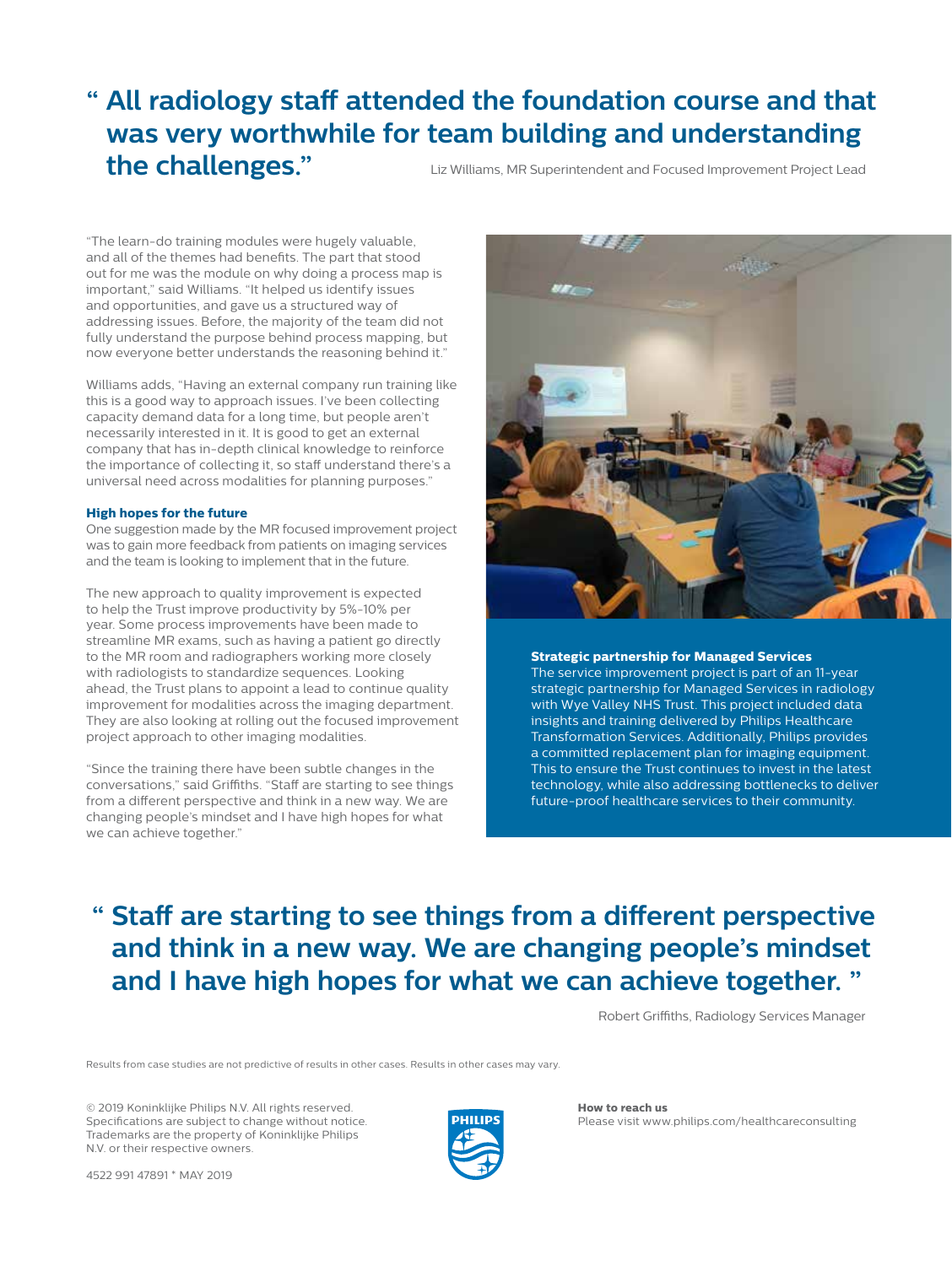> " **All radiology staff attended the foundation course and that was very worthwhile for team building and understanding the challenges."**

Liz Williams, MR Superintendent and Focused Improvement Project Lead

"The learn-do training modules were hugely valuable, and all of the themes had benefits. The part that stood out for me was the module on why doing a process map is important," said Williams. "It helped us identify issues and opportunities, and gave us a structured way of addressing issues. Before, the majority of the team did not fully understand the purpose behind process mapping, but now everyone better understands the reasoning behind it."

Williams adds, "Having an external company run training like this is a good way to approach issues. I've been collecting capacity demand data for a long time, but people aren't necessarily interested in it. It is good to get an external company that has in-depth clinical knowledge to reinforce the importance of collecting it, so staff understand there's a universal need across modalities for planning purposes."

### High hopes for the future

One suggestion made by the MR focused improvement project was to gain more feedback from patients on imaging services and the team is looking to implement that in the future.

The new approach to quality improvement is expected to help the Trust improve productivity by 5%-10% per year. Some process improvements have been made to streamline MR exams, such as having a patient go directly to the MR room and radiographers working more closely with radiologists to standardize sequences. Looking ahead, the Trust plans to appoint a lead to continue quality improvement for modalities across the imaging department. They are also looking at rolling out the focused improvement project approach to other imaging modalities.

"Since the training there have been subtle changes in the conversations," said Griffiths. "Staff are starting to see things from a different perspective and think in a new way. We are changing people's mindset and I have high hopes for what we can achieve together."

### Strategic partnership for Managed Services

The service improvement project is part of an 11-year strategic partnership for Managed Services in radiology with Wye Valley NHS Trust. This project included data insights and training delivered by Philips Healthcare Transformation Services. Additionally, Philips provides a committed replacement plan for imaging equipment. This to ensure the Trust continues to invest in the latest technology, while also addressing bottlenecks to deliver future-proof healthcare services to their community.

> " **Staff are starting to see things from a different perspective and think in a new way. We are changing people's mindset and I have high hopes for what we can achieve together. "**

Robert Griffiths, Radiology Services Manager

Results from case studies are not predictive of results in other cases. Results in other cases may vary.

© 2019 Koninklijke Philips N.V. All rights reserved. Specifications are subject to change without notice. Trademarks are the property of Koninklijke Philips N.V. or their respective owners.

4522 991 47891 * MAY 2019

PHILIPS

**How to reach us**
Please visit www.philips.com/healthcareconsulting